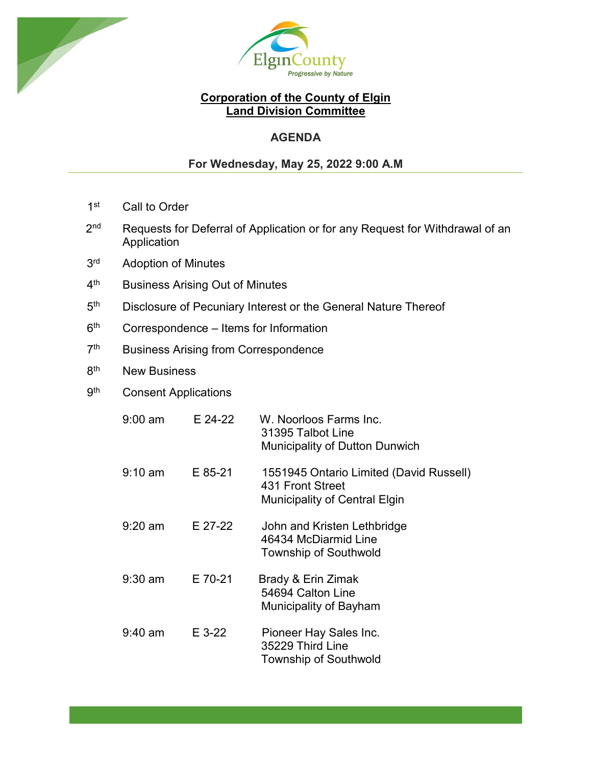ElginCounty
*Progressive by Nature*

# Corporation of the County of Elgin
# Land Division Committee

## AGENDA

### For Wednesday, May 25, 2022 9:00 A.M

1st Call to Order

2nd Requests for Deferral of Application or for any Request for Withdrawal of an Application

3rd Adoption of Minutes

4th Business Arising Out of Minutes

5th Disclosure of Pecuniary Interest or the General Nature Thereof

6th Correspondence – Items for Information

7th Business Arising from Correspondence

8th New Business

9th Consent Applications

| | | |
|---|---|---|
| 9:00 am | E 24-22 | W. Noorloos Farms Inc.<br>31395 Talbot Line<br>Municipality of Dutton Dunwich |
| 9:10 am | E 85-21 | 1551945 Ontario Limited (David Russell)<br>431 Front Street<br>Municipality of Central Elgin |
| 9:20 am | E 27-22 | John and Kristen Lethbridge<br>46434 McDiarmid Line<br>Township of Southwold |
| 9:30 am | E 70-21 | Brady & Erin Zimak<br>54694 Calton Line<br>Municipality of Bayham |
| 9:40 am | E 3-22 | Pioneer Hay Sales Inc.<br>35229 Third Line<br>Township of Southwold |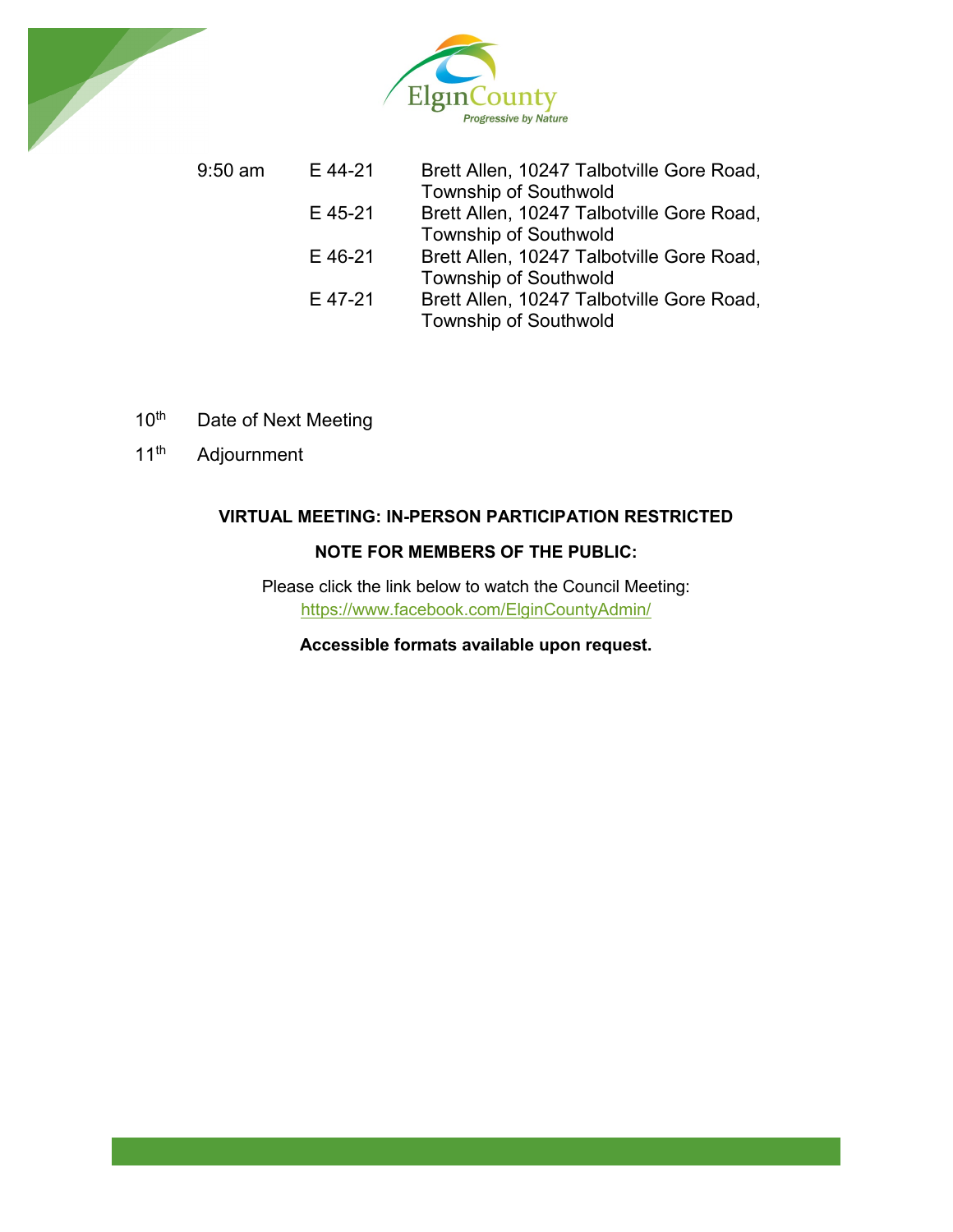| | | |
|---|---|---|
| 9:50 am | E 44-21 | Brett Allen, 10247 Talbotville Gore Road, Township of Southwold |
| | E 45-21 | Brett Allen, 10247 Talbotville Gore Road, Township of Southwold |
| | E 46-21 | Brett Allen, 10247 Talbotville Gore Road, Township of Southwold |
| | E 47-21 | Brett Allen, 10247 Talbotville Gore Road, Township of Southwold |

10th Date of Next Meeting

11th Adjournment

**VIRTUAL MEETING: IN-PERSON PARTICIPATION RESTRICTED**

**NOTE FOR MEMBERS OF THE PUBLIC:**

Please click the link below to watch the Council Meeting:
https://www.facebook.com/ElginCountyAdmin/

**Accessible formats available upon request.**